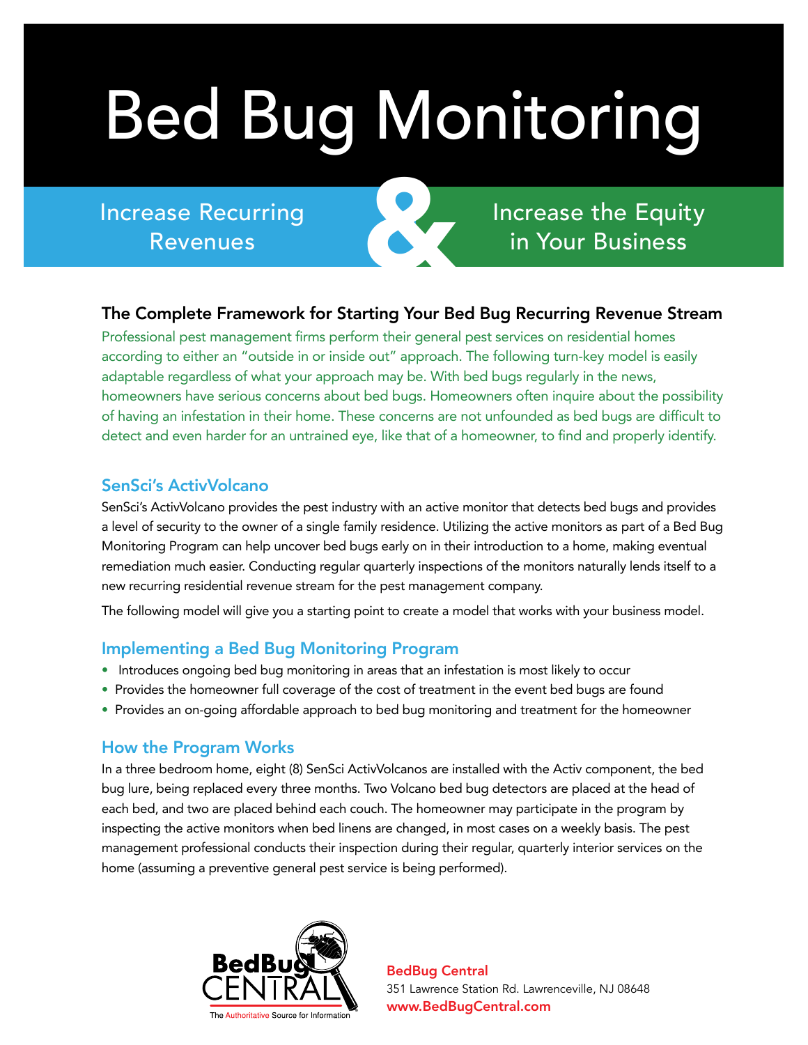# Bed Bug Monitoring

Increase Recurring Revenues & Increase the Equity in Your Business

## The Complete Framework for Starting Your Bed Bug Recurring Revenue Stream

Professional pest management firms perform their general pest services on residential homes according to either an "outside in or inside out" approach. The following turn-key model is easily adaptable regardless of what your approach may be. With bed bugs regularly in the news, homeowners have serious concerns about bed bugs. Homeowners often inquire about the possibility of having an infestation in their home. These concerns are not unfounded as bed bugs are difficult to detect and even harder for an untrained eye, like that of a homeowner, to find and properly identify.

### SenSci's ActivVolcano

SenSci's ActivVolcano provides the pest industry with an active monitor that detects bed bugs and provides a level of security to the owner of a single family residence. Utilizing the active monitors as part of a Bed Bug Monitoring Program can help uncover bed bugs early on in their introduction to a home, making eventual remediation much easier. Conducting regular quarterly inspections of the monitors naturally lends itself to a new recurring residential revenue stream for the pest management company.

The following model will give you a starting point to create a model that works with your business model.

### Implementing a Bed Bug Monitoring Program

- Introduces ongoing bed bug monitoring in areas that an infestation is most likely to occur
- Provides the homeowner full coverage of the cost of treatment in the event bed bugs are found
- Provides an on-going affordable approach to bed bug monitoring and treatment for the homeowner

### How the Program Works

In a three bedroom home, eight (8) SenSci ActivVolcanos are installed with the Activ component, the bed bug lure, being replaced every three months. Two Volcano bed bug detectors are placed at the head of each bed, and two are placed behind each couch. The homeowner may participate in the program by inspecting the active monitors when bed linens are changed, in most cases on a weekly basis. The pest management professional conducts their inspection during their regular, quarterly interior services on the home (assuming a preventive general pest service is being performed).

BedBug CENTRAL
The Authoritative Source for Information

**BedBug Central**
351 Lawrence Station Rd. Lawrenceville, NJ 08648
**www.BedBugCentral.com**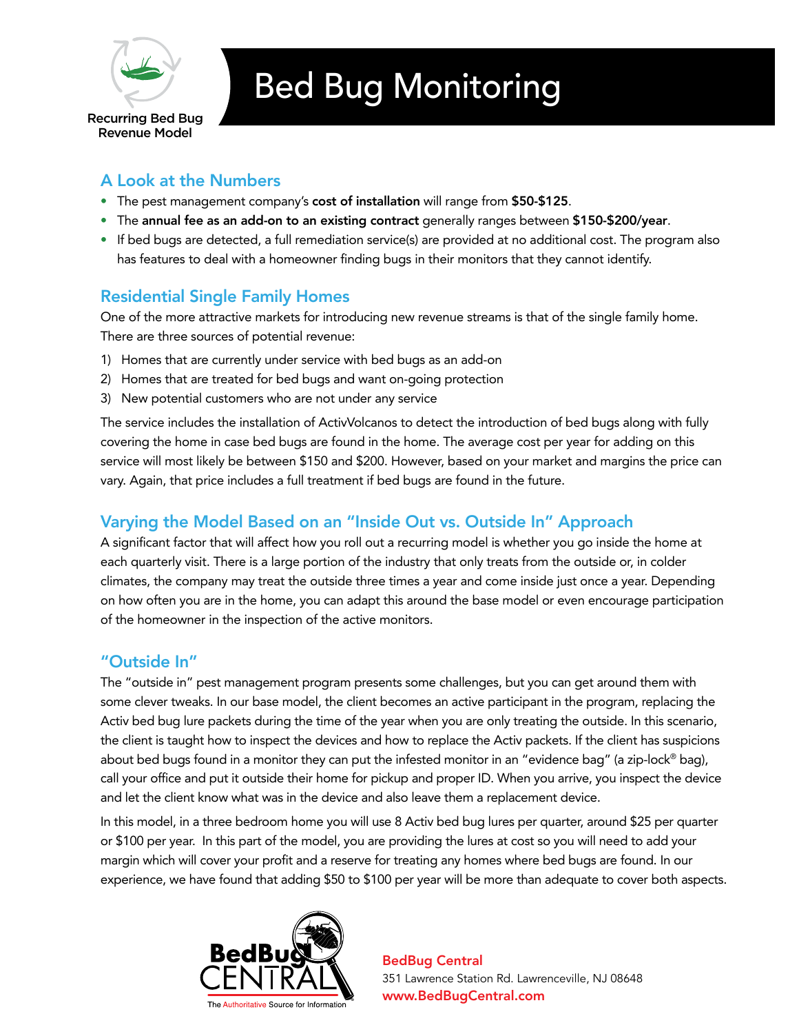Recurring Bed Bug Revenue Model

# Bed Bug Monitoring

## A Look at the Numbers

- The pest management company's **cost of installation** will range from **$50-$125**.
- The **annual fee as an add-on to an existing contract** generally ranges between **$150-$200/year**.
- If bed bugs are detected, a full remediation service(s) are provided at no additional cost. The program also has features to deal with a homeowner finding bugs in their monitors that they cannot identify.

## Residential Single Family Homes

One of the more attractive markets for introducing new revenue streams is that of the single family home. There are three sources of potential revenue:

1) Homes that are currently under service with bed bugs as an add-on
2) Homes that are treated for bed bugs and want on-going protection
3) New potential customers who are not under any service

The service includes the installation of ActivVolcanos to detect the introduction of bed bugs along with fully covering the home in case bed bugs are found in the home. The average cost per year for adding on this service will most likely be between $150 and $200. However, based on your market and margins the price can vary. Again, that price includes a full treatment if bed bugs are found in the future.

## Varying the Model Based on an "Inside Out vs. Outside In" Approach

A significant factor that will affect how you roll out a recurring model is whether you go inside the home at each quarterly visit. There is a large portion of the industry that only treats from the outside or, in colder climates, the company may treat the outside three times a year and come inside just once a year. Depending on how often you are in the home, you can adapt this around the base model or even encourage participation of the homeowner in the inspection of the active monitors.

## "Outside In"

The "outside in" pest management program presents some challenges, but you can get around them with some clever tweaks. In our base model, the client becomes an active participant in the program, replacing the Activ bed bug lure packets during the time of the year when you are only treating the outside. In this scenario, the client is taught how to inspect the devices and how to replace the Activ packets. If the client has suspicions about bed bugs found in a monitor they can put the infested monitor in an "evidence bag" (a zip-lock® bag), call your office and put it outside their home for pickup and proper ID. When you arrive, you inspect the device and let the client know what was in the device and also leave them a replacement device.

In this model, in a three bedroom home you will use 8 Activ bed bug lures per quarter, around $25 per quarter or $100 per year. In this part of the model, you are providing the lures at cost so you will need to add your margin which will cover your profit and a reserve for treating any homes where bed bugs are found. In our experience, we have found that adding $50 to $100 per year will be more than adequate to cover both aspects.

BedBug CENTRAL – The Authoritative Source for Information

**BedBug Central**
351 Lawrence Station Rd. Lawrenceville, NJ 08648
**www.BedBugCentral.com**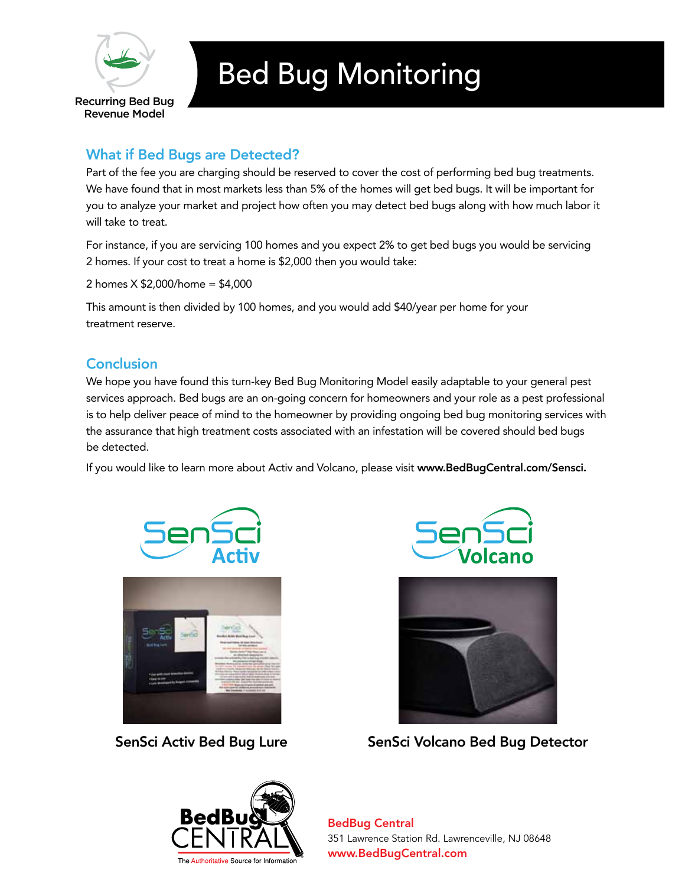Recurring Bed Bug Revenue Model

# Bed Bug Monitoring

## What if Bed Bugs are Detected?

Part of the fee you are charging should be reserved to cover the cost of performing bed bug treatments. We have found that in most markets less than 5% of the homes will get bed bugs. It will be important for you to analyze your market and project how often you may detect bed bugs along with how much labor it will take to treat.

For instance, if you are servicing 100 homes and you expect 2% to get bed bugs you would be servicing 2 homes. If your cost to treat a home is $2,000 then you would take:

2 homes X $2,000/home = $4,000

This amount is then divided by 100 homes, and you would add $40/year per home for your treatment reserve.

## Conclusion

We hope you have found this turn-key Bed Bug Monitoring Model easily adaptable to your general pest services approach. Bed bugs are an on-going concern for homeowners and your role as a pest professional is to help deliver peace of mind to the homeowner by providing ongoing bed bug monitoring services with the assurance that high treatment costs associated with an infestation will be covered should bed bugs be detected.

If you would like to learn more about Activ and Volcano, please visit **www.BedBugCentral.com/Sensci.**

SenSci Activ

SenSci Activ Bed Bug Lure

SenSci Volcano

SenSci Volcano Bed Bug Detector

BedBug CENTRAL – The Authoritative Source for Information

**BedBug Central**
351 Lawrence Station Rd. Lawrenceville, NJ 08648
**www.BedBugCentral.com**